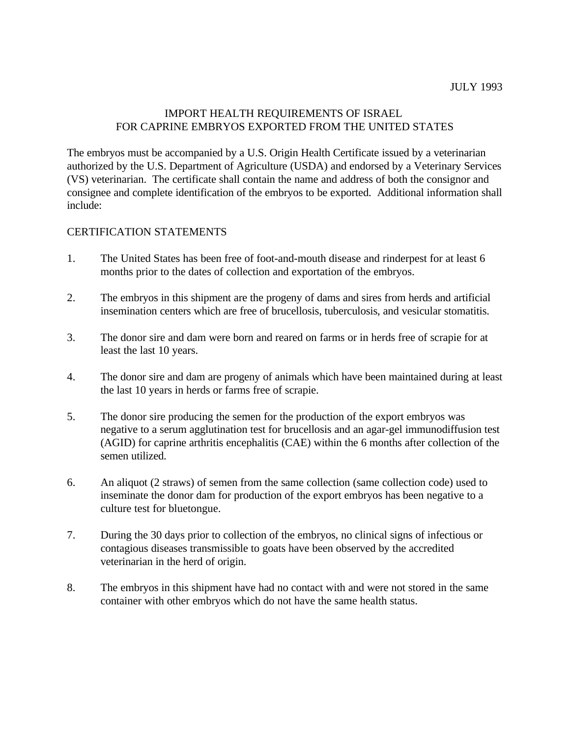JULY 1993

# IMPORT HEALTH REQUIREMENTS OF ISRAEL FOR CAPRINE EMBRYOS EXPORTED FROM THE UNITED STATES

The embryos must be accompanied by a U.S. Origin Health Certificate issued by a veterinarian authorized by the U.S. Department of Agriculture (USDA) and endorsed by a Veterinary Services (VS) veterinarian. The certificate shall contain the name and address of both the consignor and consignee and complete identification of the embryos to be exported. Additional information shall include:

## CERTIFICATION STATEMENTS

1. The United States has been free of foot-and-mouth disease and rinderpest for at least 6 months prior to the dates of collection and exportation of the embryos.

2. The embryos in this shipment are the progeny of dams and sires from herds and artificial insemination centers which are free of brucellosis, tuberculosis, and vesicular stomatitis.

3. The donor sire and dam were born and reared on farms or in herds free of scrapie for at least the last 10 years.

4. The donor sire and dam are progeny of animals which have been maintained during at least the last 10 years in herds or farms free of scrapie.

5. The donor sire producing the semen for the production of the export embryos was negative to a serum agglutination test for brucellosis and an agar-gel immunodiffusion test (AGID) for caprine arthritis encephalitis (CAE) within the 6 months after collection of the semen utilized.

6. An aliquot (2 straws) of semen from the same collection (same collection code) used to inseminate the donor dam for production of the export embryos has been negative to a culture test for bluetongue.

7. During the 30 days prior to collection of the embryos, no clinical signs of infectious or contagious diseases transmissible to goats have been observed by the accredited veterinarian in the herd of origin.

8. The embryos in this shipment have had no contact with and were not stored in the same container with other embryos which do not have the same health status.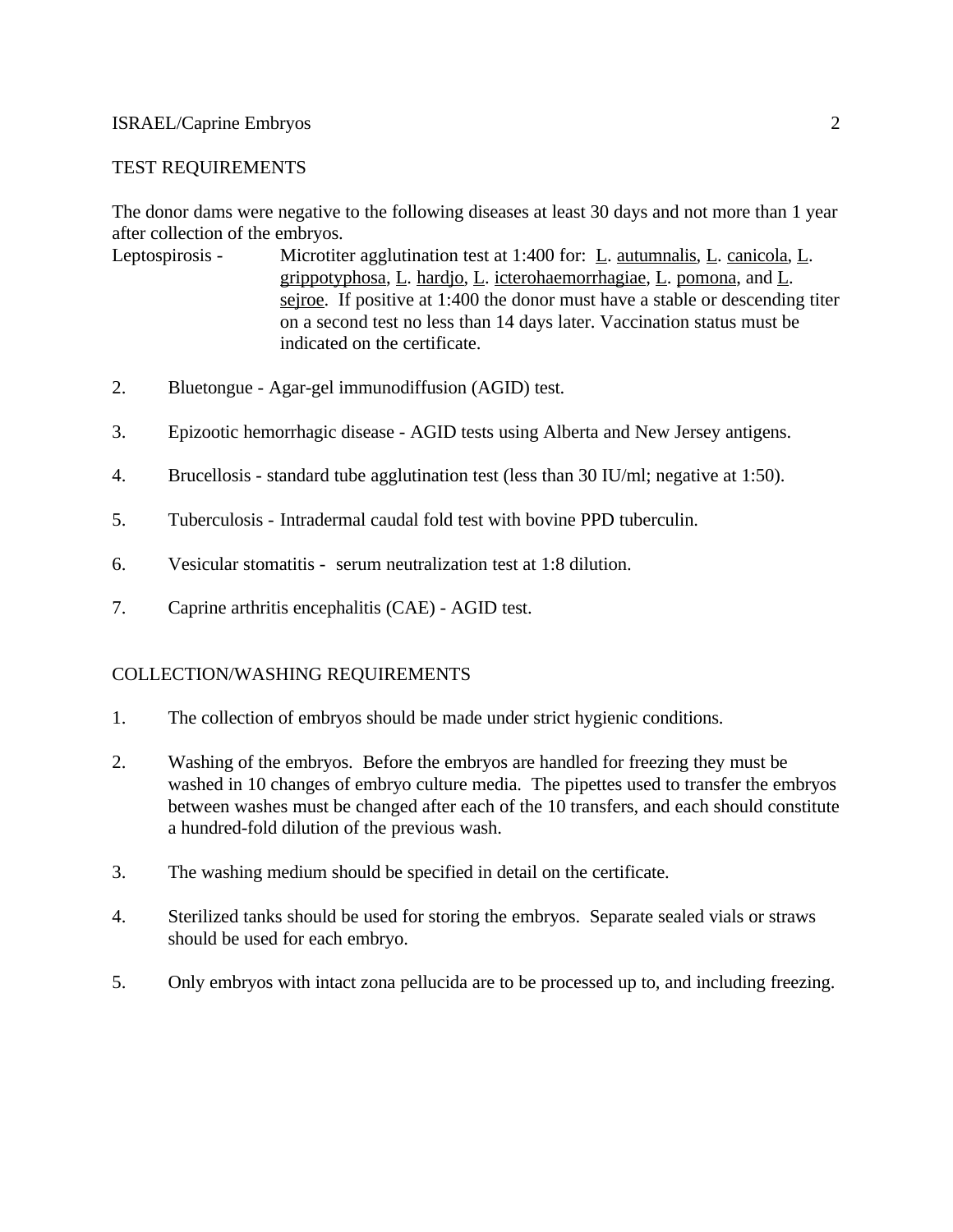TEST REQUIREMENTS

The donor dams were negative to the following diseases at least 30 days and not more than 1 year after collection of the embryos.

Leptospirosis - Microtiter agglutination test at 1:400 for: L. autumnalis, L. canicola, L. grippotyphosa, L. hardjo, L. icterohaemorrhagiae, L. pomona, and L. sejroe. If positive at 1:400 the donor must have a stable or descending titer on a second test no less than 14 days later. Vaccination status must be indicated on the certificate.

2. Bluetongue - Agar-gel immunodiffusion (AGID) test.

3. Epizootic hemorrhagic disease - AGID tests using Alberta and New Jersey antigens.

4. Brucellosis - standard tube agglutination test (less than 30 IU/ml; negative at 1:50).

5. Tuberculosis - Intradermal caudal fold test with bovine PPD tuberculin.

6. Vesicular stomatitis - serum neutralization test at 1:8 dilution.

7. Caprine arthritis encephalitis (CAE) - AGID test.

COLLECTION/WASHING REQUIREMENTS

1. The collection of embryos should be made under strict hygienic conditions.

2. Washing of the embryos. Before the embryos are handled for freezing they must be washed in 10 changes of embryo culture media. The pipettes used to transfer the embryos between washes must be changed after each of the 10 transfers, and each should constitute a hundred-fold dilution of the previous wash.

3. The washing medium should be specified in detail on the certificate.

4. Sterilized tanks should be used for storing the embryos. Separate sealed vials or straws should be used for each embryo.

5. Only embryos with intact zona pellucida are to be processed up to, and including freezing.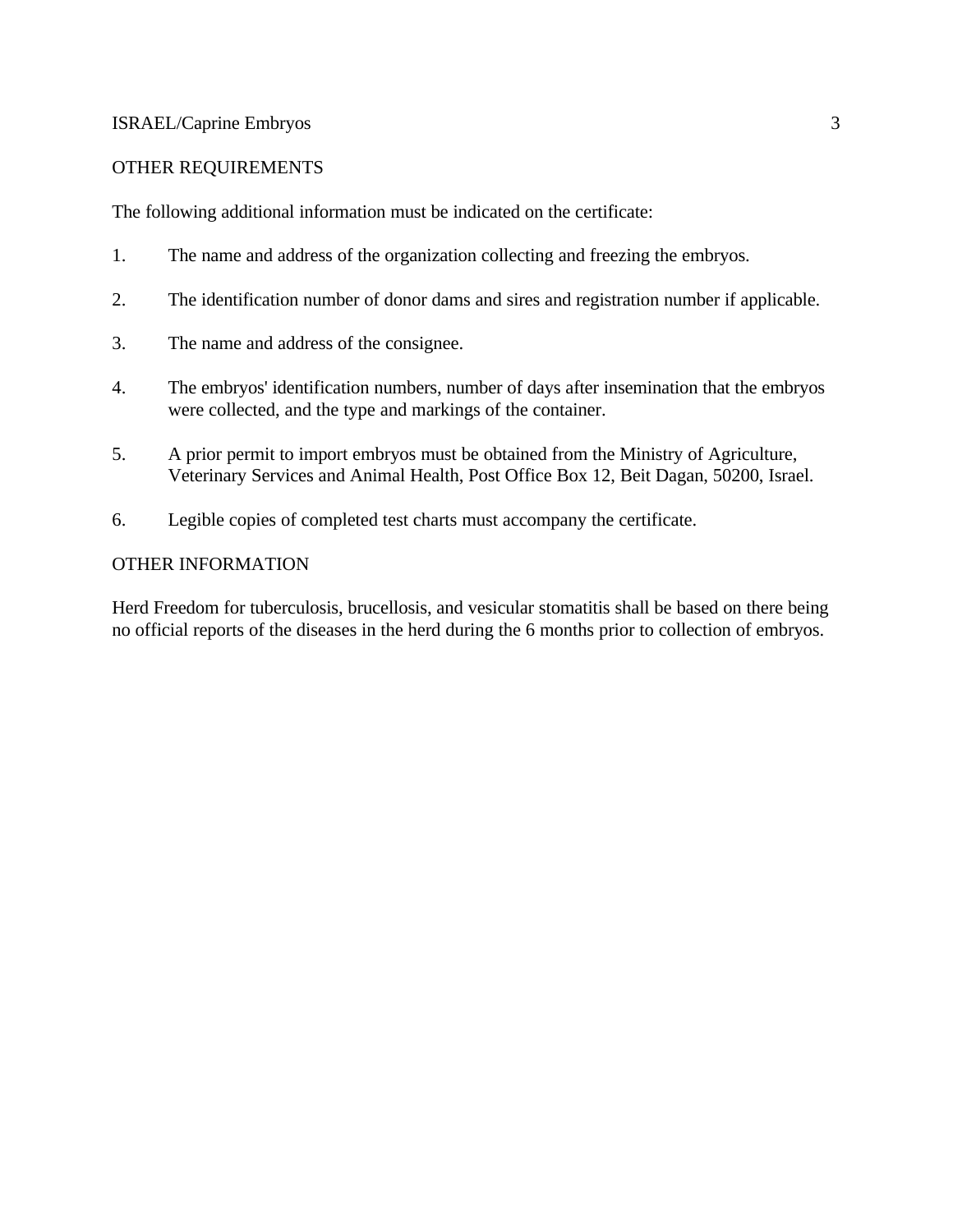## OTHER REQUIREMENTS

The following additional information must be indicated on the certificate:

1. The name and address of the organization collecting and freezing the embryos.

2. The identification number of donor dams and sires and registration number if applicable.

3. The name and address of the consignee.

4. The embryos' identification numbers, number of days after insemination that the embryos were collected, and the type and markings of the container.

5. A prior permit to import embryos must be obtained from the Ministry of Agriculture, Veterinary Services and Animal Health, Post Office Box 12, Beit Dagan, 50200, Israel.

6. Legible copies of completed test charts must accompany the certificate.

## OTHER INFORMATION

Herd Freedom for tuberculosis, brucellosis, and vesicular stomatitis shall be based on there being no official reports of the diseases in the herd during the 6 months prior to collection of embryos.